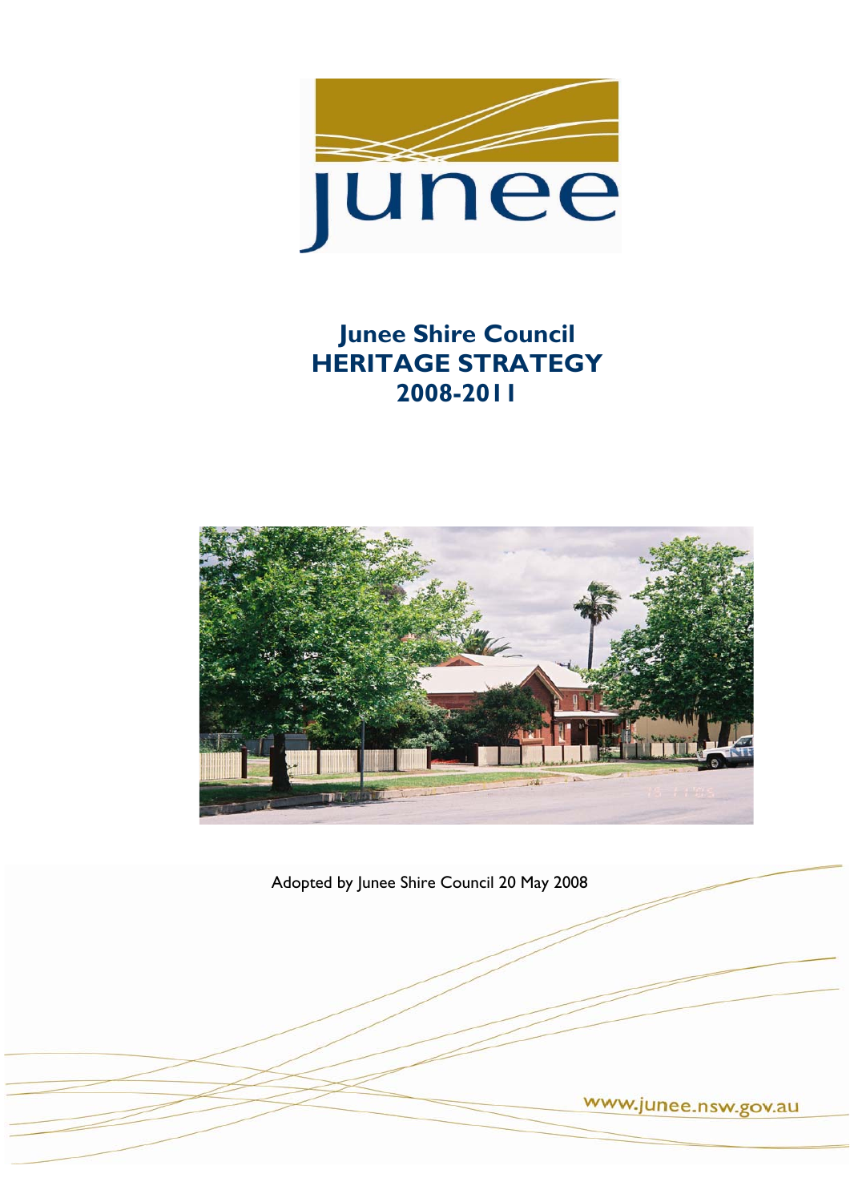# Junee Shire Council HERITAGE STRATEGY 2008-2011

Adopted by Junee Shire Council 20 May 2008

www.junee.nsw.gov.au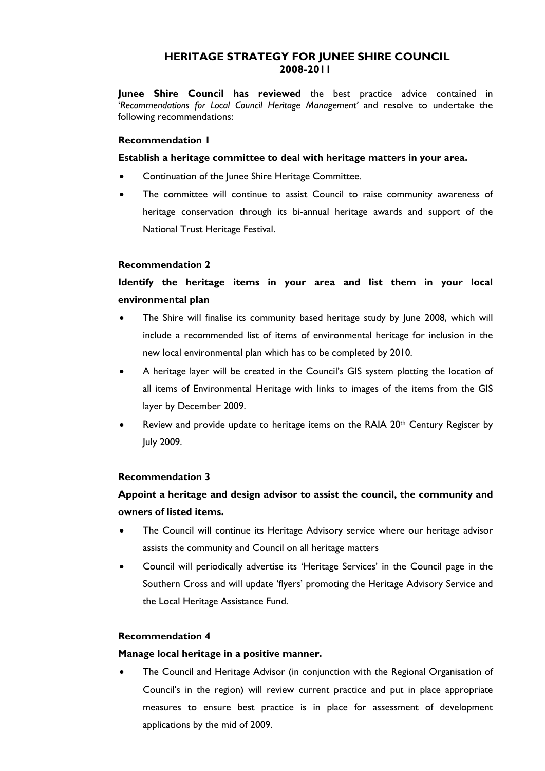# HERITAGE STRATEGY FOR JUNEE SHIRE COUNCIL 2008-2011

**Junee Shire Council has reviewed** the best practice advice contained in '*Recommendations for Local Council Heritage Management*' and resolve to undertake the following recommendations:

**Recommendation 1**

**Establish a heritage committee to deal with heritage matters in your area.**

- Continuation of the Junee Shire Heritage Committee.
- The committee will continue to assist Council to raise community awareness of heritage conservation through its bi-annual heritage awards and support of the National Trust Heritage Festival.

**Recommendation 2**

**Identify the heritage items in your area and list them in your local environmental plan**

- The Shire will finalise its community based heritage study by June 2008, which will include a recommended list of items of environmental heritage for inclusion in the new local environmental plan which has to be completed by 2010.
- A heritage layer will be created in the Council's GIS system plotting the location of all items of Environmental Heritage with links to images of the items from the GIS layer by December 2009.
- Review and provide update to heritage items on the RAIA 20th Century Register by July 2009.

**Recommendation 3**

**Appoint a heritage and design advisor to assist the council, the community and owners of listed items.**

- The Council will continue its Heritage Advisory service where our heritage advisor assists the community and Council on all heritage matters
- Council will periodically advertise its 'Heritage Services' in the Council page in the Southern Cross and will update 'flyers' promoting the Heritage Advisory Service and the Local Heritage Assistance Fund.

**Recommendation 4**

**Manage local heritage in a positive manner.**

- The Council and Heritage Advisor (in conjunction with the Regional Organisation of Council's in the region) will review current practice and put in place appropriate measures to ensure best practice is in place for assessment of development applications by the mid of 2009.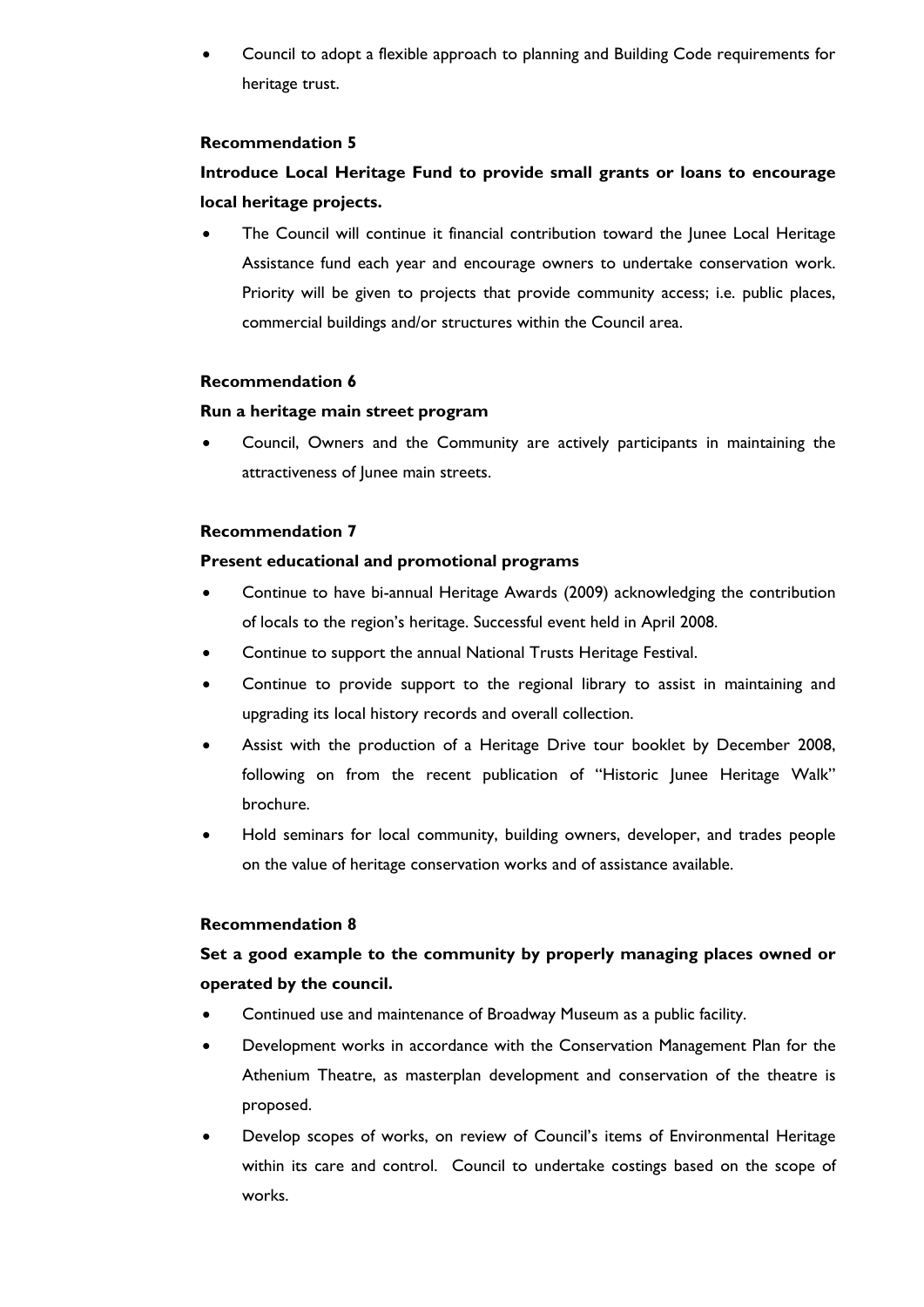- Council to adopt a flexible approach to planning and Building Code requirements for heritage trust.

**Recommendation 5**

**Introduce Local Heritage Fund to provide small grants or loans to encourage local heritage projects.**

- The Council will continue it financial contribution toward the Junee Local Heritage Assistance fund each year and encourage owners to undertake conservation work. Priority will be given to projects that provide community access; i.e. public places, commercial buildings and/or structures within the Council area.

**Recommendation 6**

**Run a heritage main street program**

- Council, Owners and the Community are actively participants in maintaining the attractiveness of Junee main streets.

**Recommendation 7**

**Present educational and promotional programs**

- Continue to have bi-annual Heritage Awards (2009) acknowledging the contribution of locals to the region's heritage. Successful event held in April 2008.
- Continue to support the annual National Trusts Heritage Festival.
- Continue to provide support to the regional library to assist in maintaining and upgrading its local history records and overall collection.
- Assist with the production of a Heritage Drive tour booklet by December 2008, following on from the recent publication of "Historic Junee Heritage Walk" brochure.
- Hold seminars for local community, building owners, developer, and trades people on the value of heritage conservation works and of assistance available.

**Recommendation 8**

**Set a good example to the community by properly managing places owned or operated by the council.**

- Continued use and maintenance of Broadway Museum as a public facility.
- Development works in accordance with the Conservation Management Plan for the Athenium Theatre, as masterplan development and conservation of the theatre is proposed.
- Develop scopes of works, on review of Council's items of Environmental Heritage within its care and control. Council to undertake costings based on the scope of works.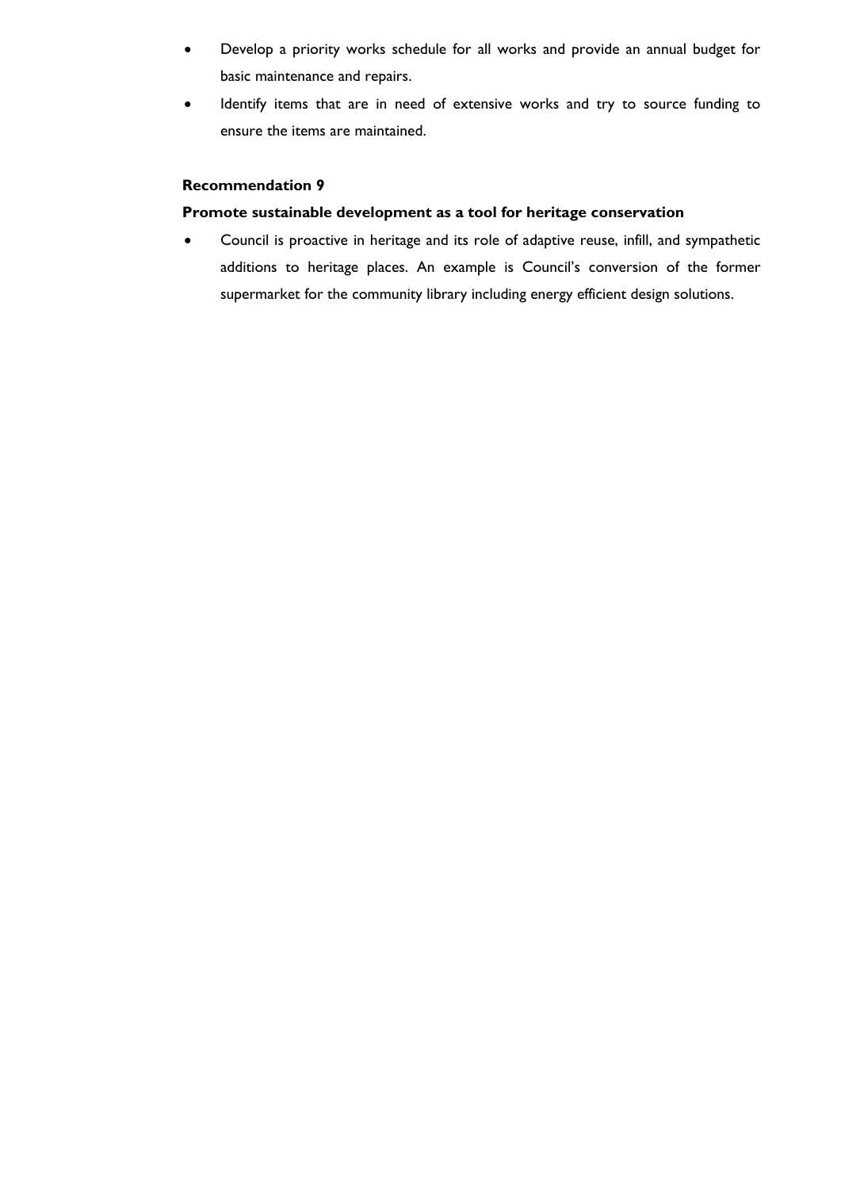- Develop a priority works schedule for all works and provide an annual budget for basic maintenance and repairs.
- Identify items that are in need of extensive works and try to source funding to ensure the items are maintained.

**Recommendation 9**

**Promote sustainable development as a tool for heritage conservation**

- Council is proactive in heritage and its role of adaptive reuse, infill, and sympathetic additions to heritage places. An example is Council's conversion of the former supermarket for the community library including energy efficient design solutions.